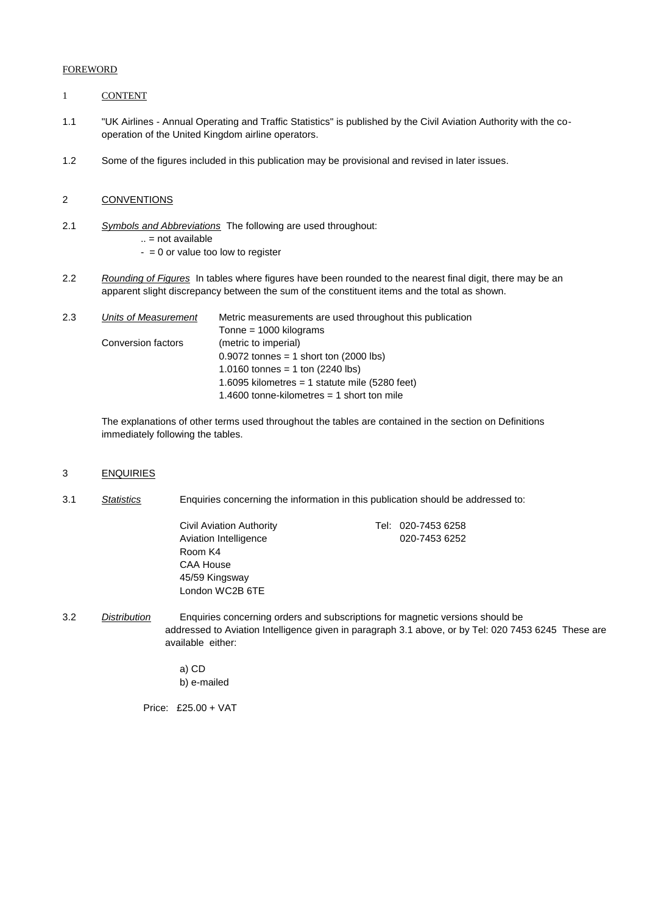# FOREWORD

## 1 CONTENT

1.1 "UK Airlines - Annual Operating and Traffic Statistics" is published by the Civil Aviation Authority with the co-operation of the United Kingdom airline operators.

1.2 Some of the figures included in this publication may be provisional and revised in later issues.

## 2 CONVENTIONS

2.1 *Symbols and Abbreviations* The following are used throughout:

.. = not available

- = 0 or value too low to register

2.2 *Rounding of Figures* In tables where figures have been rounded to the nearest final digit, there may be an apparent slight discrepancy between the sum of the constituent items and the total as shown.

2.3 *Units of Measurement* Metric measurements are used throughout this publication

Tonne = 1000 kilograms

Conversion factors (metric to imperial)

0.9072 tonnes = 1 short ton (2000 lbs)

1.0160 tonnes = 1 ton (2240 lbs)

1.6095 kilometres = 1 statute mile (5280 feet)

1.4600 tonne-kilometres = 1 short ton mile

The explanations of other terms used throughout the tables are contained in the section on Definitions immediately following the tables.

## 3 ENQUIRIES

3.1 *Statistics* Enquiries concerning the information in this publication should be addressed to:

Civil Aviation Authority
Aviation Intelligence
Room K4
CAA House
45/59 Kingsway
London WC2B 6TE

Tel: 020-7453 6258
020-7453 6252

3.2 *Distribution* Enquiries concerning orders and subscriptions for magnetic versions should be addressed to Aviation Intelligence given in paragraph 3.1 above, or by Tel: 020 7453 6245 These are available either:

a) CD
b) e-mailed

Price: £25.00 + VAT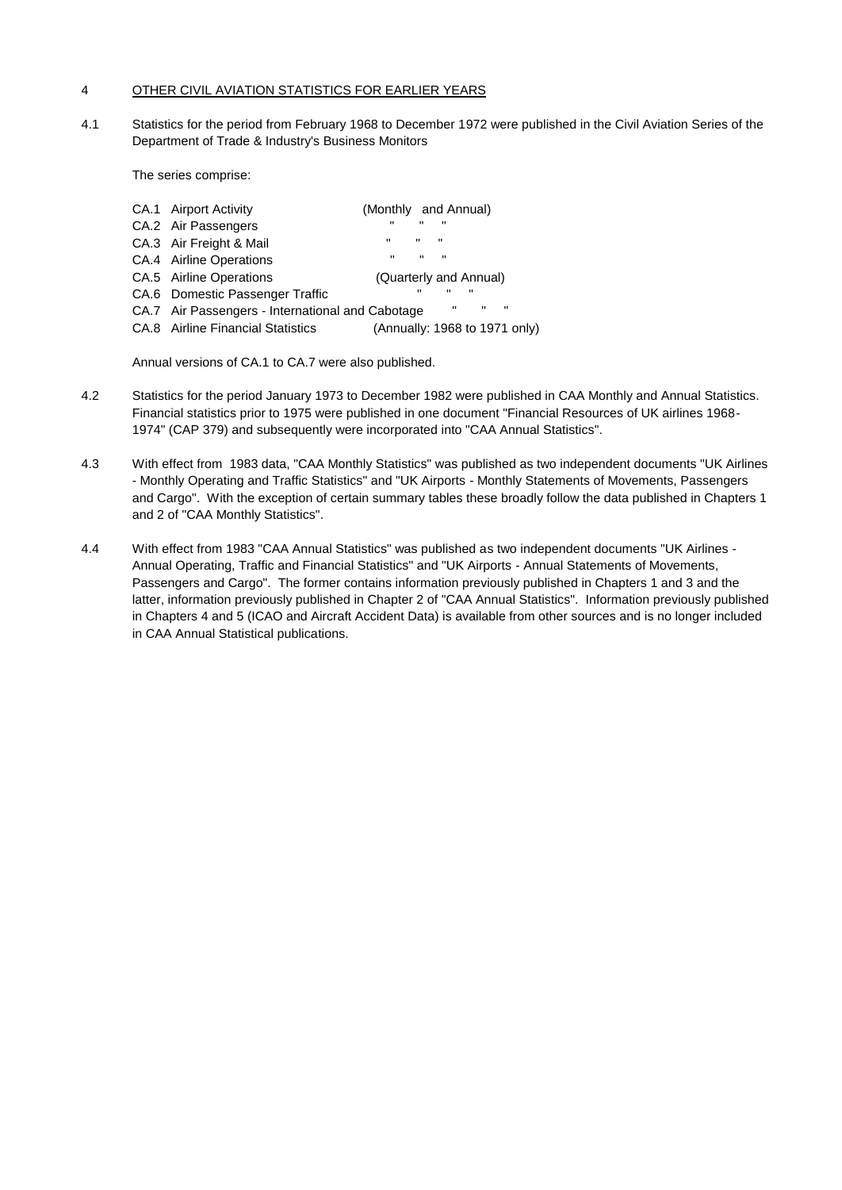## 4 OTHER CIVIL AVIATION STATISTICS FOR EARLIER YEARS

4.1 Statistics for the period from February 1968 to December 1972 were published in the Civil Aviation Series of the Department of Trade & Industry's Business Monitors

The series comprise:

| | | |
|---|---|---|
| CA.1 | Airport Activity | (Monthly and Annual) |
| CA.2 | Air Passengers | " " " |
| CA.3 | Air Freight & Mail | " " " |
| CA.4 | Airline Operations | " " " |
| CA.5 | Airline Operations | (Quarterly and Annual) |
| CA.6 | Domestic Passenger Traffic | " " " |
| CA.7 | Air Passengers - International and Cabotage | " " " |
| CA.8 | Airline Financial Statistics | (Annually: 1968 to 1971 only) |

Annual versions of CA.1 to CA.7 were also published.

4.2 Statistics for the period January 1973 to December 1982 were published in CAA Monthly and Annual Statistics. Financial statistics prior to 1975 were published in one document "Financial Resources of UK airlines 1968-1974" (CAP 379) and subsequently were incorporated into "CAA Annual Statistics".

4.3 With effect from 1983 data, "CAA Monthly Statistics" was published as two independent documents "UK Airlines - Monthly Operating and Traffic Statistics" and "UK Airports - Monthly Statements of Movements, Passengers and Cargo". With the exception of certain summary tables these broadly follow the data published in Chapters 1 and 2 of "CAA Monthly Statistics".

4.4 With effect from 1983 "CAA Annual Statistics" was published as two independent documents "UK Airlines - Annual Operating, Traffic and Financial Statistics" and "UK Airports - Annual Statements of Movements, Passengers and Cargo". The former contains information previously published in Chapters 1 and 3 and the latter, information previously published in Chapter 2 of "CAA Annual Statistics". Information previously published in Chapters 4 and 5 (ICAO and Aircraft Accident Data) is available from other sources and is no longer included in CAA Annual Statistical publications.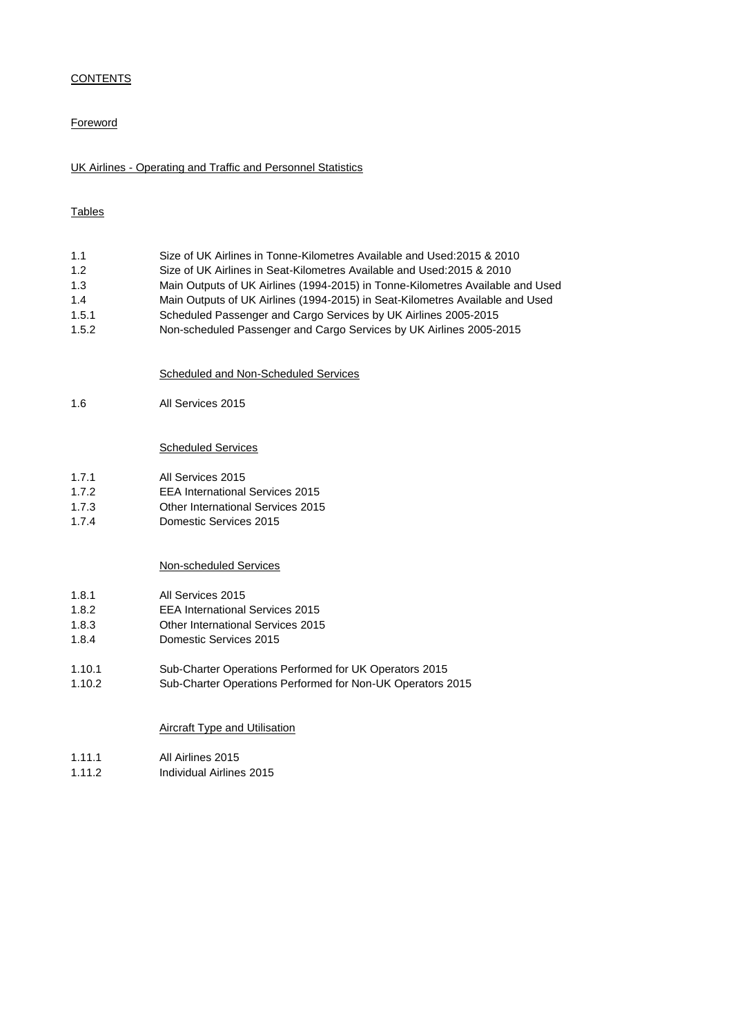CONTENTS

Foreword

UK Airlines - Operating and Traffic and Personnel Statistics

Tables

| | |
|---|---|
| 1.1 | Size of UK Airlines in Tonne-Kilometres Available and Used:2015 & 2010 |
| 1.2 | Size of UK Airlines in Seat-Kilometres Available and Used:2015 & 2010 |
| 1.3 | Main Outputs of UK Airlines (1994-2015) in Tonne-Kilometres Available and Used |
| 1.4 | Main Outputs of UK Airlines (1994-2015) in Seat-Kilometres Available and Used |
| 1.5.1 | Scheduled Passenger and Cargo Services by UK Airlines 2005-2015 |
| 1.5.2 | Non-scheduled Passenger and Cargo Services by UK Airlines 2005-2015 |

Scheduled and Non-Scheduled Services

| | |
|---|---|
| 1.6 | All Services 2015 |

Scheduled Services

| | |
|---|---|
| 1.7.1 | All Services 2015 |
| 1.7.2 | EEA International Services 2015 |
| 1.7.3 | Other International Services 2015 |
| 1.7.4 | Domestic Services 2015 |

Non-scheduled Services

| | |
|---|---|
| 1.8.1 | All Services 2015 |
| 1.8.2 | EEA International Services 2015 |
| 1.8.3 | Other International Services 2015 |
| 1.8.4 | Domestic Services 2015 |
| 1.10.1 | Sub-Charter Operations Performed for UK Operators 2015 |
| 1.10.2 | Sub-Charter Operations Performed for Non-UK Operators 2015 |

Aircraft Type and Utilisation

| | |
|---|---|
| 1.11.1 | All Airlines 2015 |
| 1.11.2 | Individual Airlines 2015 |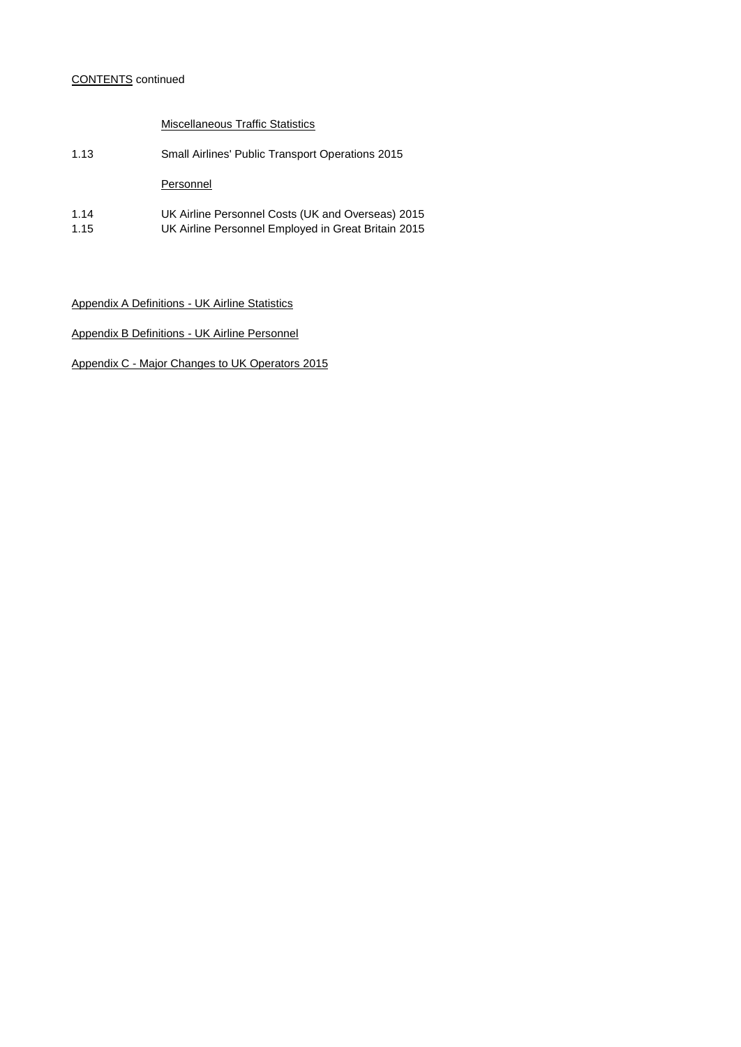CONTENTS continued

Miscellaneous Traffic Statistics

1.13 Small Airlines' Public Transport Operations 2015

Personnel

1.14 UK Airline Personnel Costs (UK and Overseas) 2015

1.15 UK Airline Personnel Employed in Great Britain 2015

Appendix A Definitions - UK Airline Statistics

Appendix B Definitions - UK Airline Personnel

Appendix C - Major Changes to UK Operators 2015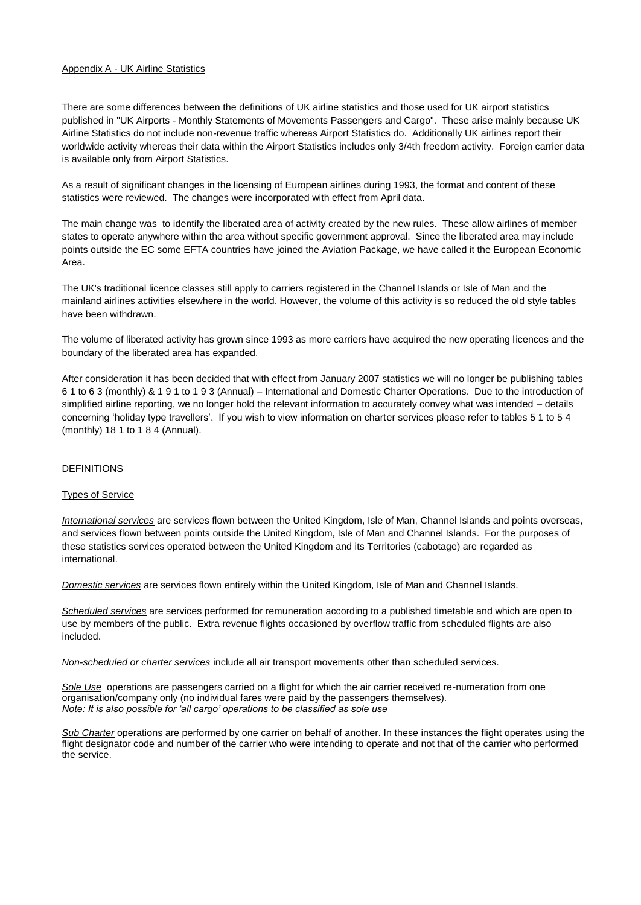Appendix A - UK Airline Statistics

There are some differences between the definitions of UK airline statistics and those used for UK airport statistics published in "UK Airports - Monthly Statements of Movements Passengers and Cargo". These arise mainly because UK Airline Statistics do not include non-revenue traffic whereas Airport Statistics do. Additionally UK airlines report their worldwide activity whereas their data within the Airport Statistics includes only 3/4th freedom activity. Foreign carrier data is available only from Airport Statistics.

As a result of significant changes in the licensing of European airlines during 1993, the format and content of these statistics were reviewed. The changes were incorporated with effect from April data.

The main change was to identify the liberated area of activity created by the new rules. These allow airlines of member states to operate anywhere within the area without specific government approval. Since the liberated area may include points outside the EC some EFTA countries have joined the Aviation Package, we have called it the European Economic Area.

The UK's traditional licence classes still apply to carriers registered in the Channel Islands or Isle of Man and the mainland airlines activities elsewhere in the world. However, the volume of this activity is so reduced the old style tables have been withdrawn.

The volume of liberated activity has grown since 1993 as more carriers have acquired the new operating licences and the boundary of the liberated area has expanded.

After consideration it has been decided that with effect from January 2007 statistics we will no longer be publishing tables 6 1 to 6 3 (monthly) & 1 9 1 to 1 9 3 (Annual) – International and Domestic Charter Operations. Due to the introduction of simplified airline reporting, we no longer hold the relevant information to accurately convey what was intended – details concerning 'holiday type travellers'. If you wish to view information on charter services please refer to tables 5 1 to 5 4 (monthly) 18 1 to 1 8 4 (Annual).

DEFINITIONS

Types of Service

*International services* are services flown between the United Kingdom, Isle of Man, Channel Islands and points overseas, and services flown between points outside the United Kingdom, Isle of Man and Channel Islands. For the purposes of these statistics services operated between the United Kingdom and its Territories (cabotage) are regarded as international.

*Domestic services* are services flown entirely within the United Kingdom, Isle of Man and Channel Islands.

*Scheduled services* are services performed for remuneration according to a published timetable and which are open to use by members of the public. Extra revenue flights occasioned by overflow traffic from scheduled flights are also included.

*Non-scheduled or charter services* include all air transport movements other than scheduled services.

*Sole Use* operations are passengers carried on a flight for which the air carrier received re-numeration from one organisation/company only (no individual fares were paid by the passengers themselves).
*Note: It is also possible for 'all cargo' operations to be classified as sole use*

*Sub Charter* operations are performed by one carrier on behalf of another. In these instances the flight operates using the flight designator code and number of the carrier who were intending to operate and not that of the carrier who performed the service.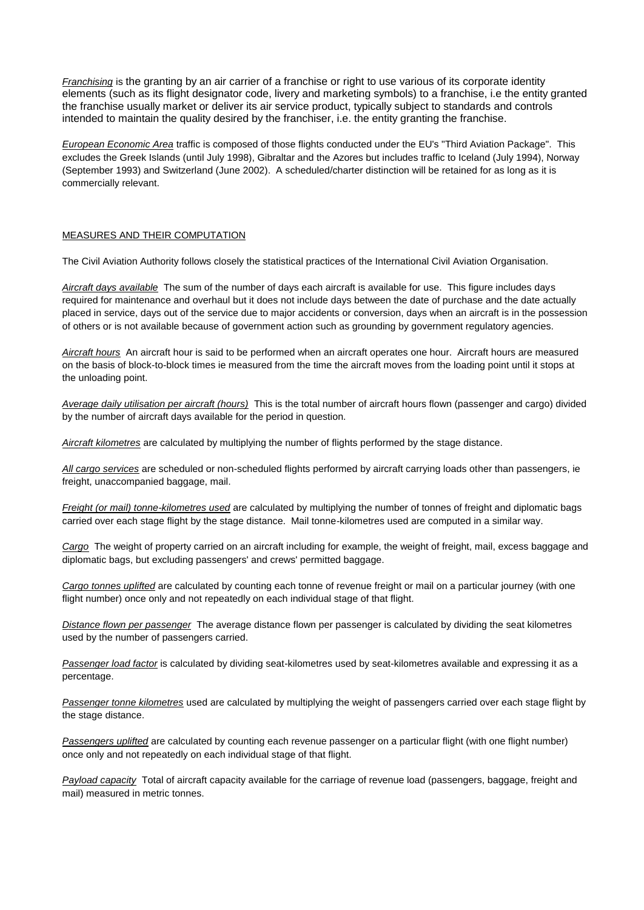*Franchising* is the granting by an air carrier of a franchise or right to use various of its corporate identity elements (such as its flight designator code, livery and marketing symbols) to a franchise, i.e the entity granted the franchise usually market or deliver its air service product, typically subject to standards and controls intended to maintain the quality desired by the franchiser, i.e. the entity granting the franchise.

*European Economic Area* traffic is composed of those flights conducted under the EU's "Third Aviation Package". This excludes the Greek Islands (until July 1998), Gibraltar and the Azores but includes traffic to Iceland (July 1994), Norway (September 1993) and Switzerland (June 2002). A scheduled/charter distinction will be retained for as long as it is commercially relevant.

## MEASURES AND THEIR COMPUTATION

The Civil Aviation Authority follows closely the statistical practices of the International Civil Aviation Organisation.

*Aircraft days available* The sum of the number of days each aircraft is available for use. This figure includes days required for maintenance and overhaul but it does not include days between the date of purchase and the date actually placed in service, days out of the service due to major accidents or conversion, days when an aircraft is in the possession of others or is not available because of government action such as grounding by government regulatory agencies.

*Aircraft hours* An aircraft hour is said to be performed when an aircraft operates one hour. Aircraft hours are measured on the basis of block-to-block times ie measured from the time the aircraft moves from the loading point until it stops at the unloading point.

*Average daily utilisation per aircraft (hours)* This is the total number of aircraft hours flown (passenger and cargo) divided by the number of aircraft days available for the period in question.

*Aircraft kilometres* are calculated by multiplying the number of flights performed by the stage distance.

*All cargo services* are scheduled or non-scheduled flights performed by aircraft carrying loads other than passengers, ie freight, unaccompanied baggage, mail.

*Freight (or mail) tonne-kilometres used* are calculated by multiplying the number of tonnes of freight and diplomatic bags carried over each stage flight by the stage distance. Mail tonne-kilometres used are computed in a similar way.

*Cargo* The weight of property carried on an aircraft including for example, the weight of freight, mail, excess baggage and diplomatic bags, but excluding passengers' and crews' permitted baggage.

*Cargo tonnes uplifted* are calculated by counting each tonne of revenue freight or mail on a particular journey (with one flight number) once only and not repeatedly on each individual stage of that flight.

*Distance flown per passenger* The average distance flown per passenger is calculated by dividing the seat kilometres used by the number of passengers carried.

*Passenger load factor* is calculated by dividing seat-kilometres used by seat-kilometres available and expressing it as a percentage.

*Passenger tonne kilometres* used are calculated by multiplying the weight of passengers carried over each stage flight by the stage distance.

*Passengers uplifted* are calculated by counting each revenue passenger on a particular flight (with one flight number) once only and not repeatedly on each individual stage of that flight.

*Payload capacity* Total of aircraft capacity available for the carriage of revenue load (passengers, baggage, freight and mail) measured in metric tonnes.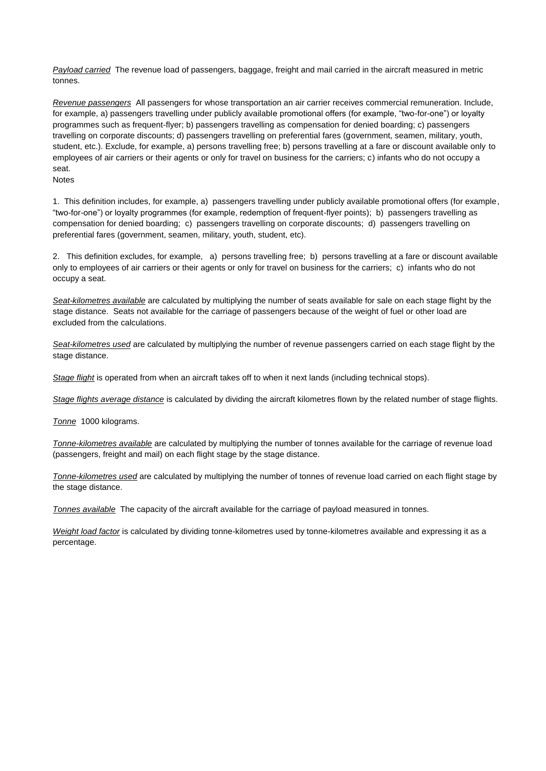*Payload carried* The revenue load of passengers, baggage, freight and mail carried in the aircraft measured in metric tonnes.

*Revenue passengers* All passengers for whose transportation an air carrier receives commercial remuneration. Include, for example, a) passengers travelling under publicly available promotional offers (for example, "two-for-one") or loyalty programmes such as frequent-flyer; b) passengers travelling as compensation for denied boarding; c) passengers travelling on corporate discounts; d) passengers travelling on preferential fares (government, seamen, military, youth, student, etc.). Exclude, for example, a) persons travelling free; b) persons travelling at a fare or discount available only to employees of air carriers or their agents or only for travel on business for the carriers; c) infants who do not occupy a seat.

Notes

1. This definition includes, for example, a) passengers travelling under publicly available promotional offers (for example, "two-for-one") or loyalty programmes (for example, redemption of frequent-flyer points); b) passengers travelling as compensation for denied boarding; c) passengers travelling on corporate discounts; d) passengers travelling on preferential fares (government, seamen, military, youth, student, etc).

2. This definition excludes, for example, a) persons travelling free; b) persons travelling at a fare or discount available only to employees of air carriers or their agents or only for travel on business for the carriers; c) infants who do not occupy a seat.

*Seat-kilometres available* are calculated by multiplying the number of seats available for sale on each stage flight by the stage distance. Seats not available for the carriage of passengers because of the weight of fuel or other load are excluded from the calculations.

*Seat-kilometres used* are calculated by multiplying the number of revenue passengers carried on each stage flight by the stage distance.

*Stage flight* is operated from when an aircraft takes off to when it next lands (including technical stops).

*Stage flights average distance* is calculated by dividing the aircraft kilometres flown by the related number of stage flights.

*Tonne* 1000 kilograms.

*Tonne-kilometres available* are calculated by multiplying the number of tonnes available for the carriage of revenue load (passengers, freight and mail) on each flight stage by the stage distance.

*Tonne-kilometres used* are calculated by multiplying the number of tonnes of revenue load carried on each flight stage by the stage distance.

*Tonnes available* The capacity of the aircraft available for the carriage of payload measured in tonnes.

*Weight load factor* is calculated by dividing tonne-kilometres used by tonne-kilometres available and expressing it as a percentage.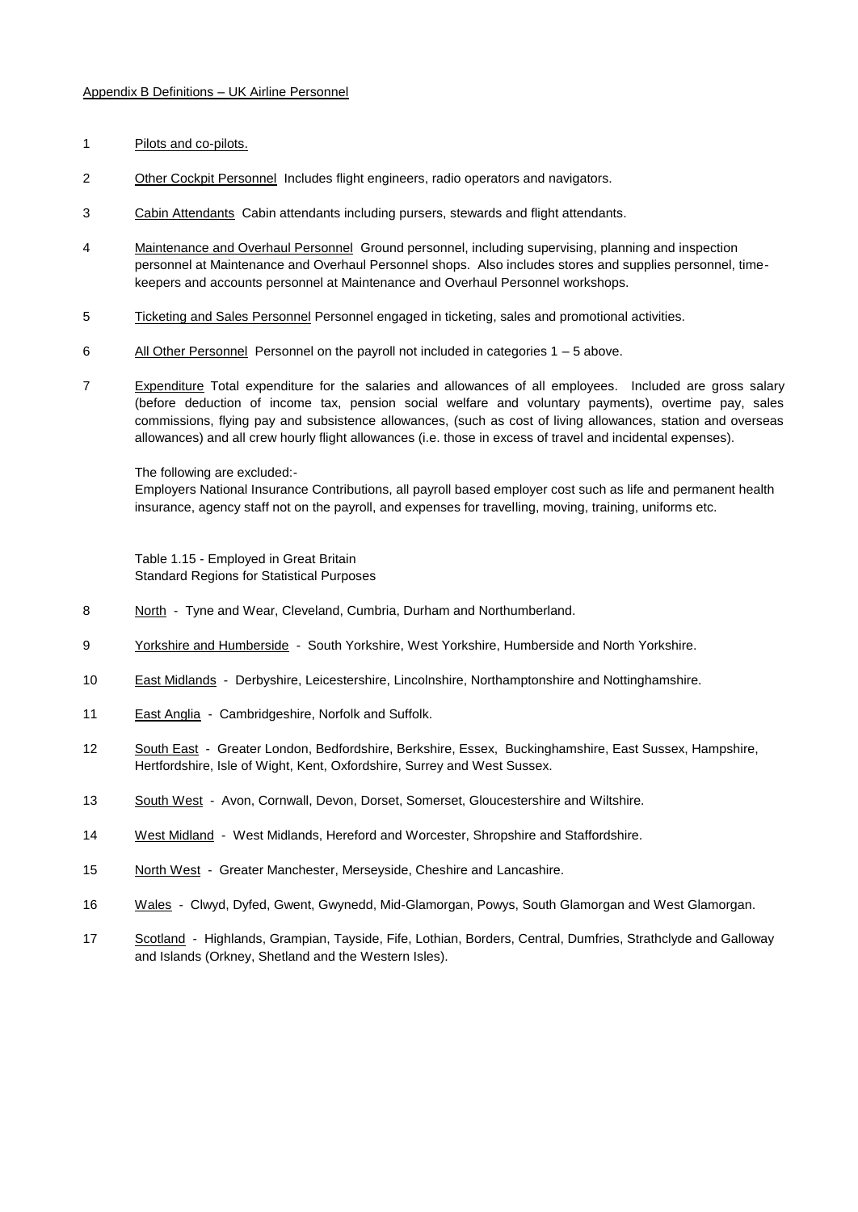Appendix B Definitions – UK Airline Personnel

1 Pilots and co-pilots.

2 Other Cockpit Personnel Includes flight engineers, radio operators and navigators.

3 Cabin Attendants Cabin attendants including pursers, stewards and flight attendants.

4 Maintenance and Overhaul Personnel Ground personnel, including supervising, planning and inspection personnel at Maintenance and Overhaul Personnel shops. Also includes stores and supplies personnel, time-keepers and accounts personnel at Maintenance and Overhaul Personnel workshops.

5 Ticketing and Sales Personnel Personnel engaged in ticketing, sales and promotional activities.

6 All Other Personnel Personnel on the payroll not included in categories 1 – 5 above.

7 Expenditure Total expenditure for the salaries and allowances of all employees. Included are gross salary (before deduction of income tax, pension social welfare and voluntary payments), overtime pay, sales commissions, flying pay and subsistence allowances, (such as cost of living allowances, station and overseas allowances) and all crew hourly flight allowances (i.e. those in excess of travel and incidental expenses).

The following are excluded:-
Employers National Insurance Contributions, all payroll based employer cost such as life and permanent health insurance, agency staff not on the payroll, and expenses for travelling, moving, training, uniforms etc.

Table 1.15 - Employed in Great Britain
Standard Regions for Statistical Purposes

8 North - Tyne and Wear, Cleveland, Cumbria, Durham and Northumberland.

9 Yorkshire and Humberside - South Yorkshire, West Yorkshire, Humberside and North Yorkshire.

10 East Midlands - Derbyshire, Leicestershire, Lincolnshire, Northamptonshire and Nottinghamshire.

11 East Anglia - Cambridgeshire, Norfolk and Suffolk.

12 South East - Greater London, Bedfordshire, Berkshire, Essex, Buckinghamshire, East Sussex, Hampshire, Hertfordshire, Isle of Wight, Kent, Oxfordshire, Surrey and West Sussex.

13 South West - Avon, Cornwall, Devon, Dorset, Somerset, Gloucestershire and Wiltshire.

14 West Midland - West Midlands, Hereford and Worcester, Shropshire and Staffordshire.

15 North West - Greater Manchester, Merseyside, Cheshire and Lancashire.

16 Wales - Clwyd, Dyfed, Gwent, Gwynedd, Mid-Glamorgan, Powys, South Glamorgan and West Glamorgan.

17 Scotland - Highlands, Grampian, Tayside, Fife, Lothian, Borders, Central, Dumfries, Strathclyde and Galloway and Islands (Orkney, Shetland and the Western Isles).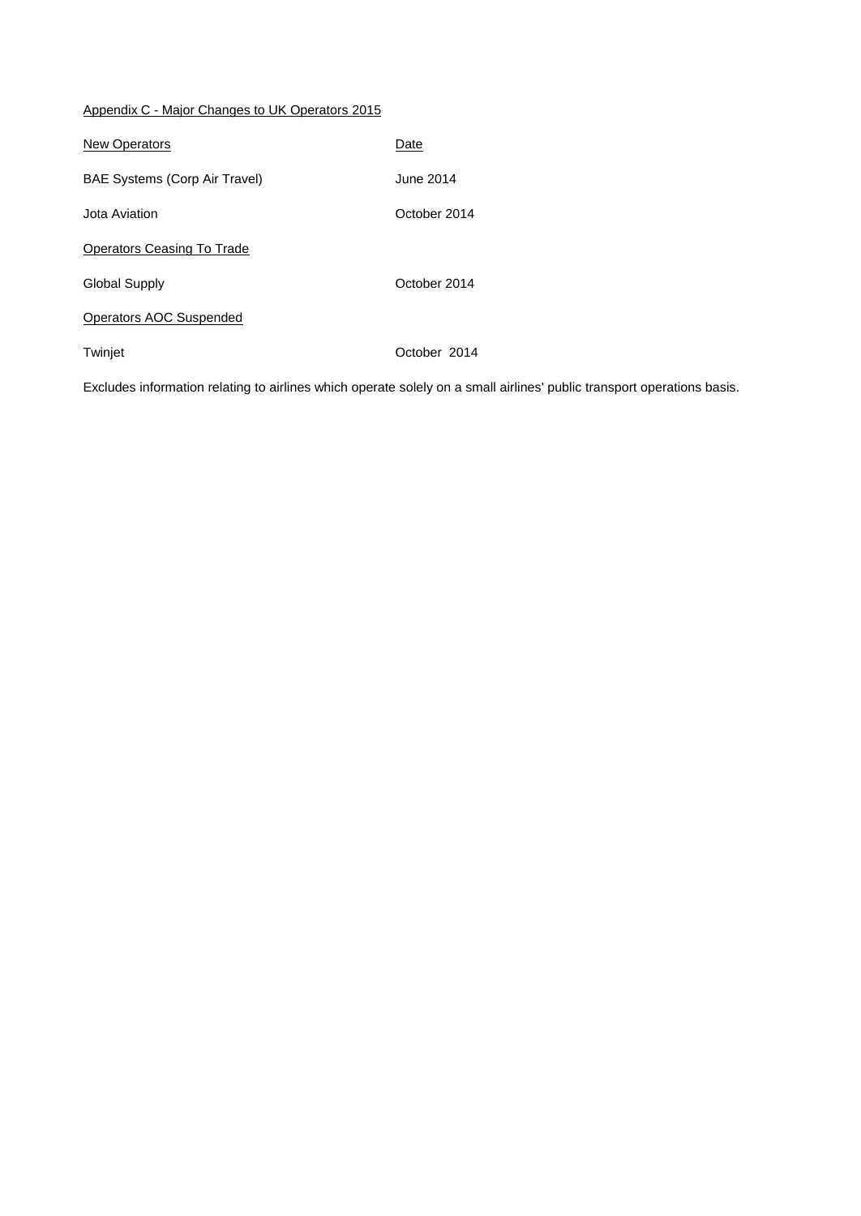Appendix C - Major Changes to UK Operators 2015

| New Operators | Date |
| --- | --- |
| BAE Systems (Corp Air Travel) | June 2014 |
| Jota Aviation | October 2014 |
| Operators Ceasing To Trade | |
| Global Supply | October 2014 |
| Operators AOC Suspended | |
| Twinjet | October 2014 |

Excludes information relating to airlines which operate solely on a small airlines' public transport operations basis.